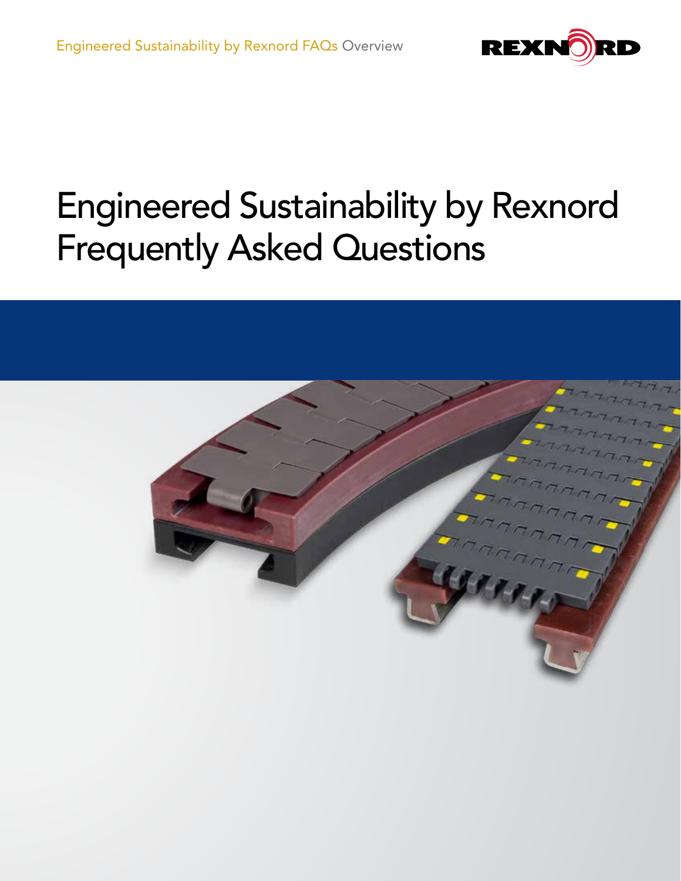Engineered Sustainability by Rexnord FAQs Overview

# Engineered Sustainability by Rexnord Frequently Asked Questions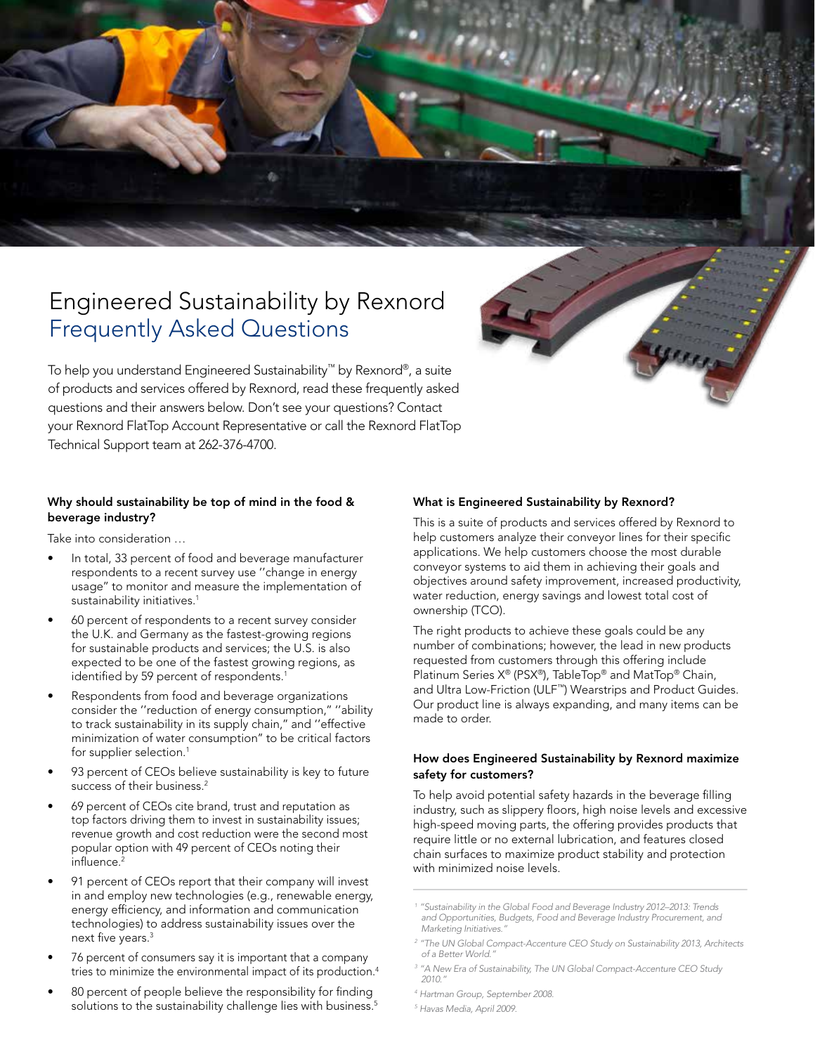# Engineered Sustainability by Rexnord
## Frequently Asked Questions

To help you understand Engineered Sustainability™ by Rexnord®, a suite of products and services offered by Rexnord, read these frequently asked questions and their answers below. Don't see your questions? Contact your Rexnord FlatTop Account Representative or call the Rexnord FlatTop Technical Support team at 262-376-4700.

### Why should sustainability be top of mind in the food & beverage industry?

Take into consideration …

- In total, 33 percent of food and beverage manufacturer respondents to a recent survey use "change in energy usage" to monitor and measure the implementation of sustainability initiatives.[1]
- 60 percent of respondents to a recent survey consider the U.K. and Germany as the fastest-growing regions for sustainable products and services; the U.S. is also expected to be one of the fastest growing regions, as identified by 59 percent of respondents.[1]
- Respondents from food and beverage organizations consider the "reduction of energy consumption," "ability to track sustainability in its supply chain," and "effective minimization of water consumption" to be critical factors for supplier selection.[1]
- 93 percent of CEOs believe sustainability is key to future success of their business.[2]
- 69 percent of CEOs cite brand, trust and reputation as top factors driving them to invest in sustainability issues; revenue growth and cost reduction were the second most popular option with 49 percent of CEOs noting their influence.[2]
- 91 percent of CEOs report that their company will invest in and employ new technologies (e.g., renewable energy, energy efficiency, and information and communication technologies) to address sustainability issues over the next five years.[3]
- 76 percent of consumers say it is important that a company tries to minimize the environmental impact of its production.[4]
- 80 percent of people believe the responsibility for finding solutions to the sustainability challenge lies with business.[5]

### What is Engineered Sustainability by Rexnord?

This is a suite of products and services offered by Rexnord to help customers analyze their conveyor lines for their specific applications. We help customers choose the most durable conveyor systems to aid them in achieving their goals and objectives around safety improvement, increased productivity, water reduction, energy savings and lowest total cost of ownership (TCO).

The right products to achieve these goals could be any number of combinations; however, the lead in new products requested from customers through this offering include Platinum Series X® (PSX®), TableTop® and MatTop® Chain, and Ultra Low-Friction (ULF™) Wearstrips and Product Guides. Our product line is always expanding, and many items can be made to order.

### How does Engineered Sustainability by Rexnord maximize safety for customers?

To help avoid potential safety hazards in the beverage filling industry, such as slippery floors, high noise levels and excessive high-speed moving parts, the offering provides products that require little or no external lubrication, and features closed chain surfaces to maximize product stability and protection with minimized noise levels.

---

[1] *"Sustainability in the Global Food and Beverage Industry 2012–2013: Trends and Opportunities, Budgets, Food and Beverage Industry Procurement, and Marketing Initiatives."*

[2] *"The UN Global Compact-Accenture CEO Study on Sustainability 2013, Architects of a Better World."*

[3] *"A New Era of Sustainability, The UN Global Compact-Accenture CEO Study 2010."*

[4] *Hartman Group, September 2008.*

[5] *Havas Media, April 2009.*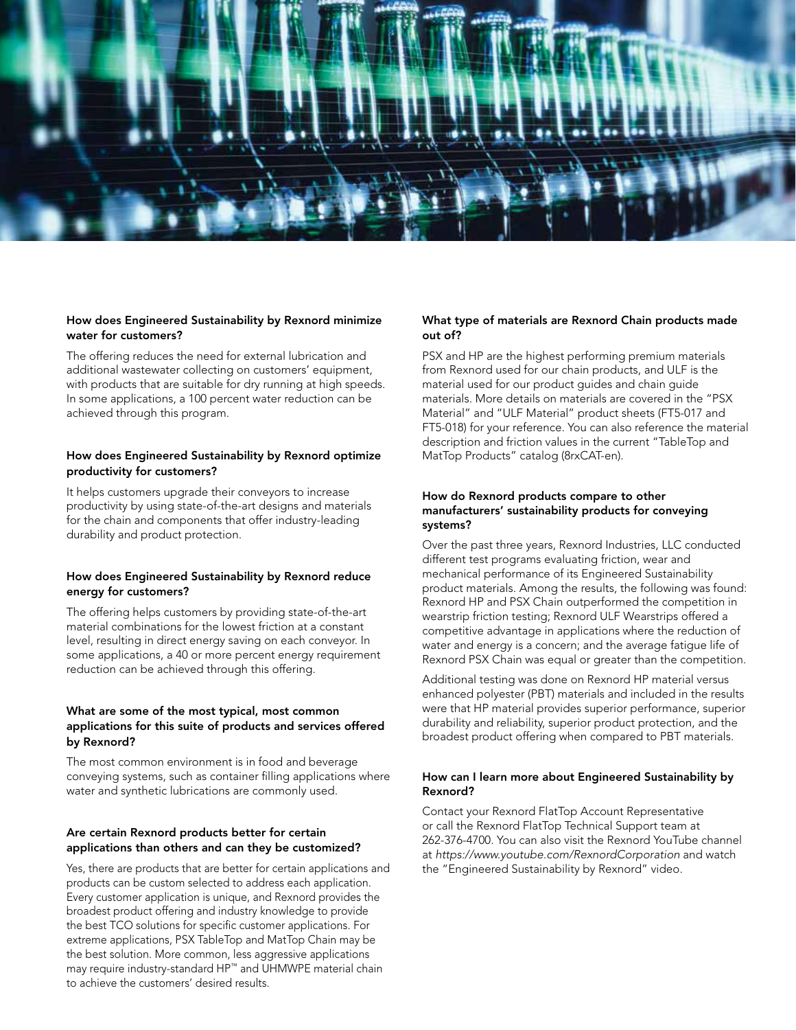### How does Engineered Sustainability by Rexnord minimize water for customers?

The offering reduces the need for external lubrication and additional wastewater collecting on customers' equipment, with products that are suitable for dry running at high speeds. In some applications, a 100 percent water reduction can be achieved through this program.

### How does Engineered Sustainability by Rexnord optimize productivity for customers?

It helps customers upgrade their conveyors to increase productivity by using state-of-the-art designs and materials for the chain and components that offer industry-leading durability and product protection.

### How does Engineered Sustainability by Rexnord reduce energy for customers?

The offering helps customers by providing state-of-the-art material combinations for the lowest friction at a constant level, resulting in direct energy saving on each conveyor. In some applications, a 40 or more percent energy requirement reduction can be achieved through this offering.

### What are some of the most typical, most common applications for this suite of products and services offered by Rexnord?

The most common environment is in food and beverage conveying systems, such as container filling applications where water and synthetic lubrications are commonly used.

### Are certain Rexnord products better for certain applications than others and can they be customized?

Yes, there are products that are better for certain applications and products can be custom selected to address each application. Every customer application is unique, and Rexnord provides the broadest product offering and industry knowledge to provide the best TCO solutions for specific customer applications. For extreme applications, PSX TableTop and MatTop Chain may be the best solution. More common, less aggressive applications may require industry-standard HP™ and UHMWPE material chain to achieve the customers' desired results.

### What type of materials are Rexnord Chain products made out of?

PSX and HP are the highest performing premium materials from Rexnord used for our chain products, and ULF is the material used for our product guides and chain guide materials. More details on materials are covered in the "PSX Material" and "ULF Material" product sheets (FT5-017 and FT5-018) for your reference. You can also reference the material description and friction values in the current "TableTop and MatTop Products" catalog (8rxCAT-en).

### How do Rexnord products compare to other manufacturers' sustainability products for conveying systems?

Over the past three years, Rexnord Industries, LLC conducted different test programs evaluating friction, wear and mechanical performance of its Engineered Sustainability product materials. Among the results, the following was found: Rexnord HP and PSX Chain outperformed the competition in wearstrip friction testing; Rexnord ULF Wearstrips offered a competitive advantage in applications where the reduction of water and energy is a concern; and the average fatigue life of Rexnord PSX Chain was equal or greater than the competition.

Additional testing was done on Rexnord HP material versus enhanced polyester (PBT) materials and included in the results were that HP material provides superior performance, superior durability and reliability, superior product protection, and the broadest product offering when compared to PBT materials.

### How can I learn more about Engineered Sustainability by Rexnord?

Contact your Rexnord FlatTop Account Representative or call the Rexnord FlatTop Technical Support team at 262-376-4700. You can also visit the Rexnord YouTube channel at *https://www.youtube.com/RexnordCorporation* and watch the "Engineered Sustainability by Rexnord" video.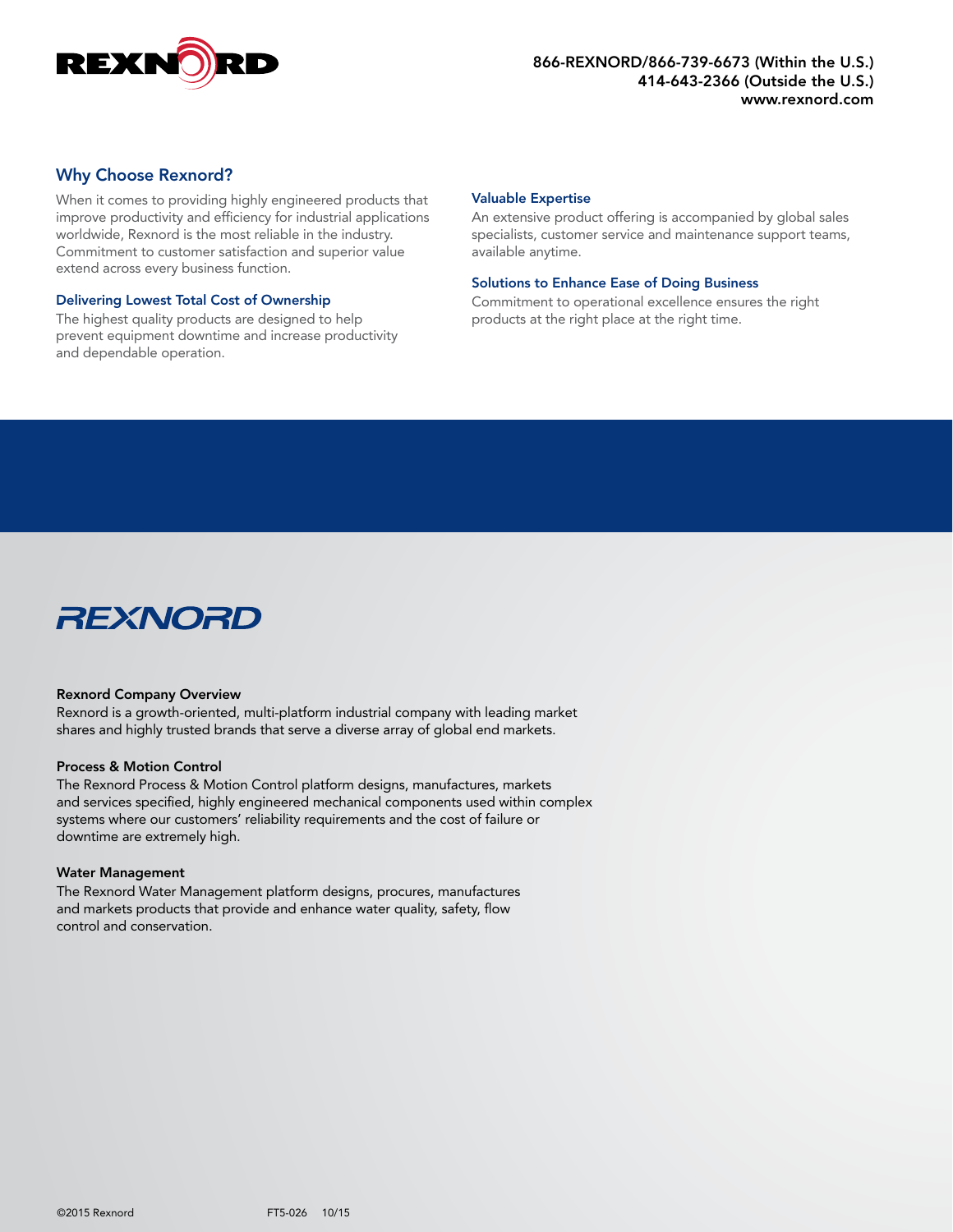866-REXNORD/866-739-6673 (Within the U.S.)
414-643-2366 (Outside the U.S.)
www.rexnord.com

## Why Choose Rexnord?

When it comes to providing highly engineered products that improve productivity and efficiency for industrial applications worldwide, Rexnord is the most reliable in the industry. Commitment to customer satisfaction and superior value extend across every business function.

### Delivering Lowest Total Cost of Ownership

The highest quality products are designed to help prevent equipment downtime and increase productivity and dependable operation.

### Valuable Expertise

An extensive product offering is accompanied by global sales specialists, customer service and maintenance support teams, available anytime.

### Solutions to Enhance Ease of Doing Business

Commitment to operational excellence ensures the right products at the right place at the right time.

**Rexnord Company Overview**
Rexnord is a growth-oriented, multi-platform industrial company with leading market shares and highly trusted brands that serve a diverse array of global end markets.

**Process & Motion Control**
The Rexnord Process & Motion Control platform designs, manufactures, markets and services specified, highly engineered mechanical components used within complex systems where our customers' reliability requirements and the cost of failure or downtime are extremely high.

**Water Management**
The Rexnord Water Management platform designs, procures, manufactures and markets products that provide and enhance water quality, safety, flow control and conservation.

©2015 Rexnord FT5-026 10/15